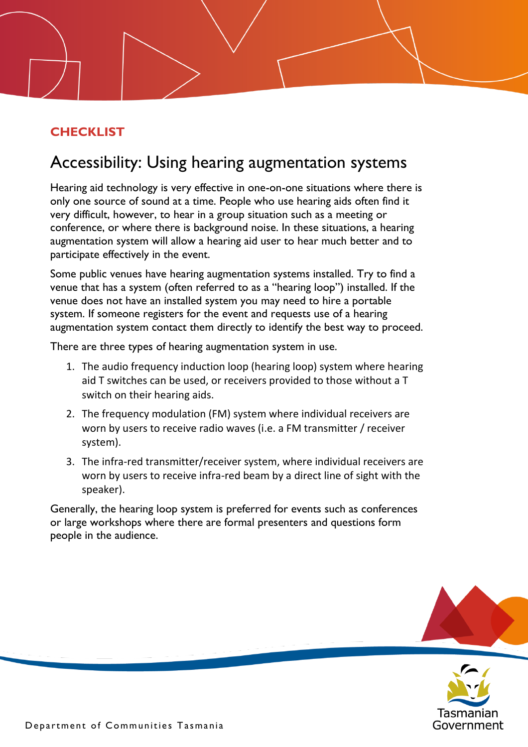**CHECKLIST**

# Accessibility: Using hearing augmentation systems

Hearing aid technology is very effective in one-on-one situations where there is only one source of sound at a time. People who use hearing aids often find it very difficult, however, to hear in a group situation such as a meeting or conference, or where there is background noise. In these situations, a hearing augmentation system will allow a hearing aid user to hear much better and to participate effectively in the event.

Some public venues have hearing augmentation systems installed. Try to find a venue that has a system (often referred to as a "hearing loop") installed. If the venue does not have an installed system you may need to hire a portable system. If someone registers for the event and requests use of a hearing augmentation system contact them directly to identify the best way to proceed.

There are three types of hearing augmentation system in use.

1. The audio frequency induction loop (hearing loop) system where hearing aid T switches can be used, or receivers provided to those without a T switch on their hearing aids.
2. The frequency modulation (FM) system where individual receivers are worn by users to receive radio waves (i.e. a FM transmitter / receiver system).
3. The infra-red transmitter/receiver system, where individual receivers are worn by users to receive infra-red beam by a direct line of sight with the speaker).

Generally, the hearing loop system is preferred for events such as conferences or large workshops where there are formal presenters and questions form people in the audience.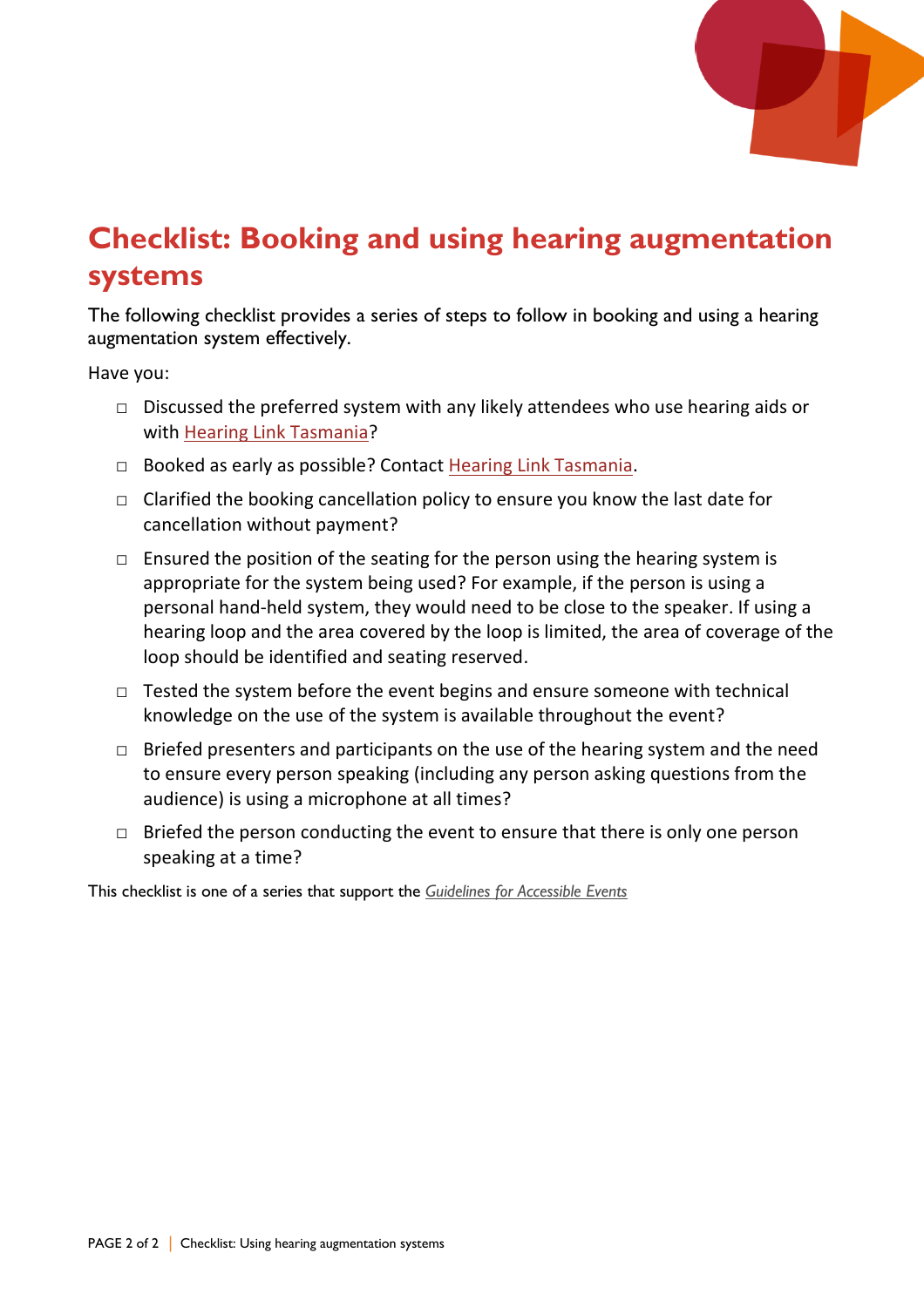# Checklist: Booking and using hearing augmentation systems

The following checklist provides a series of steps to follow in booking and using a hearing augmentation system effectively.

Have you:

- ☐ Discussed the preferred system with any likely attendees who use hearing aids or with Hearing Link Tasmania?
- ☐ Booked as early as possible? Contact Hearing Link Tasmania.
- ☐ Clarified the booking cancellation policy to ensure you know the last date for cancellation without payment?
- ☐ Ensured the position of the seating for the person using the hearing system is appropriate for the system being used? For example, if the person is using a personal hand-held system, they would need to be close to the speaker. If using a hearing loop and the area covered by the loop is limited, the area of coverage of the loop should be identified and seating reserved.
- ☐ Tested the system before the event begins and ensure someone with technical knowledge on the use of the system is available throughout the event?
- ☐ Briefed presenters and participants on the use of the hearing system and the need to ensure every person speaking (including any person asking questions from the audience) is using a microphone at all times?
- ☐ Briefed the person conducting the event to ensure that there is only one person speaking at a time?

This checklist is one of a series that support the *Guidelines for Accessible Events*